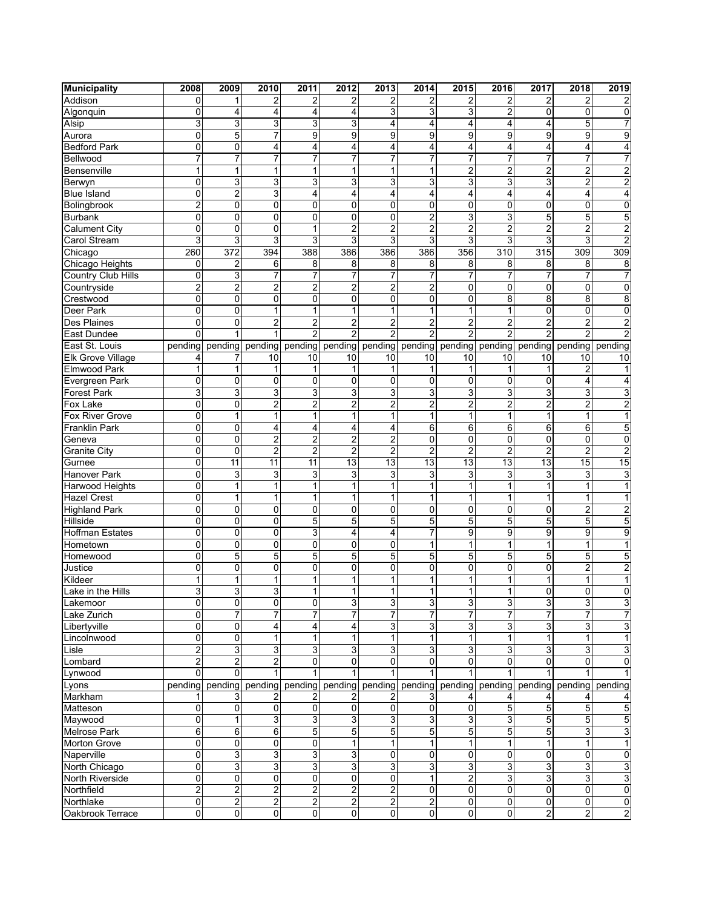| Municipality | 2008 | 2009 | 2010 | 2011 | 2012 | 2013 | 2014 | 2015 | 2016 | 2017 | 2018 | 2019 |
|---|---|---|---|---|---|---|---|---|---|---|---|---|
| Addison | 0 | 1 | 2 | 2 | 2 | 2 | 2 | 2 | 2 | 2 | 2 | 2 |
| Algonquin | 0 | 4 | 4 | 4 | 4 | 3 | 3 | 3 | 2 | 0 | 0 | 0 |
| Alsip | 3 | 3 | 3 | 3 | 3 | 4 | 4 | 4 | 4 | 4 | 5 | 7 |
| Aurora | 0 | 5 | 7 | 9 | 9 | 9 | 9 | 9 | 9 | 9 | 9 | 9 |
| Bedford Park | 0 | 0 | 4 | 4 | 4 | 4 | 4 | 4 | 4 | 4 | 4 | 4 |
| Bellwood | 7 | 7 | 7 | 7 | 7 | 7 | 7 | 7 | 7 | 7 | 7 | 7 |
| Bensenville | 1 | 1 | 1 | 1 | 1 | 1 | 1 | 2 | 2 | 2 | 2 | 2 |
| Berwyn | 0 | 3 | 3 | 3 | 3 | 3 | 3 | 3 | 3 | 3 | 2 | 2 |
| Blue Island | 0 | 2 | 3 | 4 | 4 | 4 | 4 | 4 | 4 | 4 | 4 | 4 |
| Bolingbrook | 2 | 0 | 0 | 0 | 0 | 0 | 0 | 0 | 0 | 0 | 0 | 0 |
| Burbank | 0 | 0 | 0 | 0 | 0 | 0 | 2 | 3 | 3 | 5 | 5 | 5 |
| Calument City | 0 | 0 | 0 | 1 | 2 | 2 | 2 | 2 | 2 | 2 | 2 | 2 |
| Carol Stream | 3 | 3 | 3 | 3 | 3 | 3 | 3 | 3 | 3 | 3 | 3 | 2 |
| Chicago | 260 | 372 | 394 | 388 | 386 | 386 | 386 | 356 | 310 | 315 | 309 | 309 |
| Chicago Heights | 0 | 2 | 6 | 8 | 8 | 8 | 8 | 8 | 8 | 8 | 8 | 8 |
| Country Club Hills | 0 | 3 | 7 | 7 | 7 | 7 | 7 | 7 | 7 | 7 | 7 | 7 |
| Countryside | 2 | 2 | 2 | 2 | 2 | 2 | 2 | 0 | 0 | 0 | 0 | 0 |
| Crestwood | 0 | 0 | 0 | 0 | 0 | 0 | 0 | 0 | 8 | 8 | 8 | 8 |
| Deer Park | 0 | 0 | 1 | 1 | 1 | 1 | 1 | 1 | 1 | 0 | 0 | 0 |
| Des Plaines | 0 | 0 | 2 | 2 | 2 | 2 | 2 | 2 | 2 | 2 | 2 | 2 |
| East Dundee | 0 | 1 | 1 | 2 | 2 | 2 | 2 | 2 | 2 | 2 | 2 | 2 |
| East St. Louis | pending | pending | pending | pending | pending | pending | pending | pending | pending | pending | pending | pending |
| Elk Grove Village | 4 | 7 | 10 | 10 | 10 | 10 | 10 | 10 | 10 | 10 | 10 | 10 |
| Elmwood Park | 1 | 1 | 1 | 1 | 1 | 1 | 1 | 1 | 1 | 1 | 2 | 1 |
| Evergreen Park | 0 | 0 | 0 | 0 | 0 | 0 | 0 | 0 | 0 | 0 | 4 | 4 |
| Forest Park | 3 | 3 | 3 | 3 | 3 | 3 | 3 | 3 | 3 | 3 | 3 | 3 |
| Fox Lake | 0 | 0 | 2 | 2 | 2 | 2 | 2 | 2 | 2 | 2 | 2 | 2 |
| Fox River Grove | 0 | 1 | 1 | 1 | 1 | 1 | 1 | 1 | 1 | 1 | 1 | 1 |
| Franklin Park | 0 | 0 | 4 | 4 | 4 | 4 | 6 | 6 | 6 | 6 | 6 | 5 |
| Geneva | 0 | 0 | 2 | 2 | 2 | 2 | 0 | 0 | 0 | 0 | 0 | 0 |
| Granite City | 0 | 0 | 2 | 2 | 2 | 2 | 2 | 2 | 2 | 2 | 2 | 2 |
| Gurnee | 0 | 11 | 11 | 11 | 13 | 13 | 13 | 13 | 13 | 13 | 15 | 15 |
| Hanover Park | 0 | 3 | 3 | 3 | 3 | 3 | 3 | 3 | 3 | 3 | 3 | 3 |
| Harwood Heights | 0 | 1 | 1 | 1 | 1 | 1 | 1 | 1 | 1 | 1 | 1 | 1 |
| Hazel Crest | 0 | 1 | 1 | 1 | 1 | 1 | 1 | 1 | 1 | 1 | 1 | 1 |
| Highland Park | 0 | 0 | 0 | 0 | 0 | 0 | 0 | 0 | 0 | 0 | 2 | 2 |
| Hillside | 0 | 0 | 0 | 5 | 5 | 5 | 5 | 5 | 5 | 5 | 5 | 5 |
| Hoffman Estates | 0 | 0 | 0 | 3 | 4 | 4 | 7 | 9 | 9 | 9 | 9 | 9 |
| Hometown | 0 | 0 | 0 | 0 | 0 | 0 | 1 | 1 | 1 | 1 | 1 | 1 |
| Homewood | 0 | 5 | 5 | 5 | 5 | 5 | 5 | 5 | 5 | 5 | 5 | 5 |
| Justice | 0 | 0 | 0 | 0 | 0 | 0 | 0 | 0 | 0 | 0 | 2 | 2 |
| Kildeer | 1 | 1 | 1 | 1 | 1 | 1 | 1 | 1 | 1 | 1 | 1 | 1 |
| Lake in the Hills | 3 | 3 | 3 | 1 | 1 | 1 | 1 | 1 | 1 | 0 | 0 | 0 |
| Lakemoor | 0 | 0 | 0 | 0 | 3 | 3 | 3 | 3 | 3 | 3 | 3 | 3 |
| Lake Zurich | 0 | 7 | 7 | 7 | 7 | 7 | 7 | 7 | 7 | 7 | 7 | 7 |
| Libertyville | 0 | 0 | 4 | 4 | 4 | 3 | 3 | 3 | 3 | 3 | 3 | 3 |
| Lincolnwood | 0 | 0 | 1 | 1 | 1 | 1 | 1 | 1 | 1 | 1 | 1 | 1 |
| Lisle | 2 | 3 | 3 | 3 | 3 | 3 | 3 | 3 | 3 | 3 | 3 | 3 |
| Lombard | 2 | 2 | 2 | 0 | 0 | 0 | 0 | 0 | 0 | 0 | 0 | 0 |
| Lynwood | 0 | 0 | 1 | 1 | 1 | 1 | 1 | 1 | 1 | 1 | 1 | 1 |
| Lyons | pending | pending | pending | pending | pending | pending | pending | pending | pending | pending | pending | pending |
| Markham | 1 | 3 | 2 | 2 | 2 | 2 | 3 | 4 | 4 | 4 | 4 | 4 |
| Matteson | 0 | 0 | 0 | 0 | 0 | 0 | 0 | 0 | 5 | 5 | 5 | 5 |
| Maywood | 0 | 1 | 3 | 3 | 3 | 3 | 3 | 3 | 3 | 5 | 5 | 5 |
| Melrose Park | 6 | 6 | 6 | 5 | 5 | 5 | 5 | 5 | 5 | 5 | 3 | 3 |
| Morton Grove | 0 | 0 | 0 | 0 | 1 | 1 | 1 | 1 | 1 | 1 | 1 | 1 |
| Naperville | 0 | 3 | 3 | 3 | 3 | 0 | 0 | 0 | 0 | 0 | 0 | 0 |
| North Chicago | 0 | 3 | 3 | 3 | 3 | 3 | 3 | 3 | 3 | 3 | 3 | 3 |
| North Riverside | 0 | 0 | 0 | 0 | 0 | 0 | 1 | 2 | 3 | 3 | 3 | 3 |
| Northfield | 2 | 2 | 2 | 2 | 2 | 2 | 0 | 0 | 0 | 0 | 0 | 0 |
| Northlake | 0 | 2 | 2 | 2 | 2 | 2 | 2 | 0 | 0 | 0 | 0 | 0 |
| Oakbrook Terrace | 0 | 0 | 0 | 0 | 0 | 0 | 0 | 0 | 0 | 2 | 2 | 2 |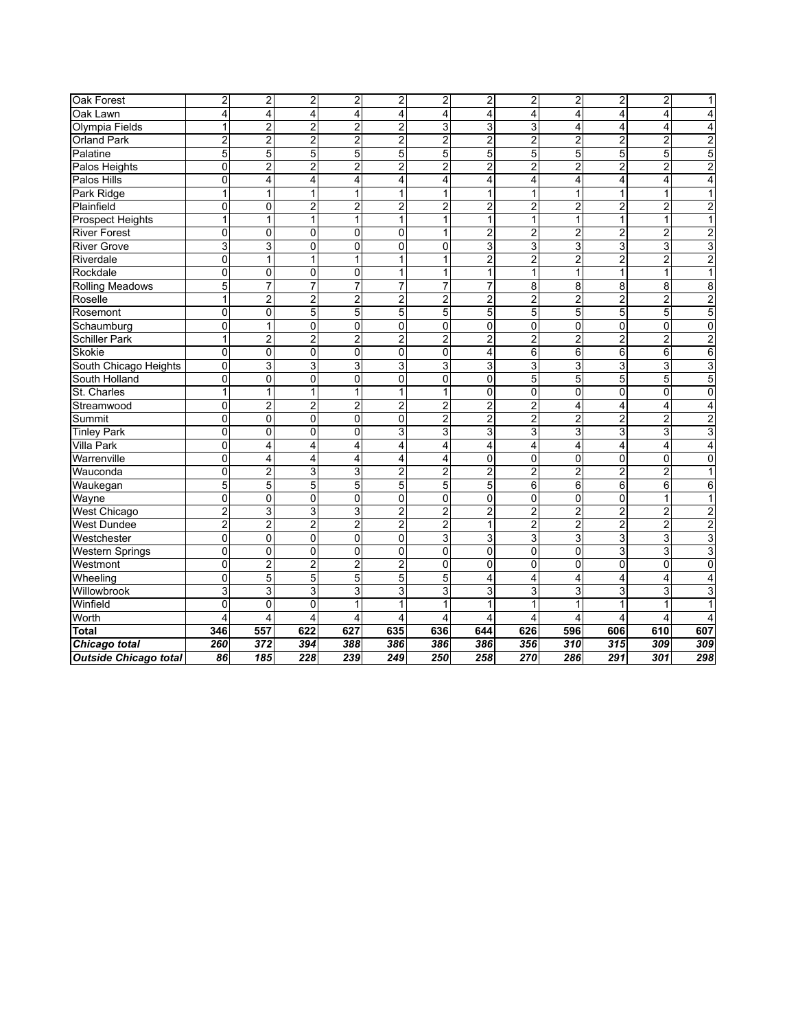| | | | | | | | | | | | | |
|---|---|---|---|---|---|---|---|---|---|---|---|---|
| Oak Forest | 2 | 2 | 2 | 2 | 2 | 2 | 2 | 2 | 2 | 2 | 2 | 1 |
| Oak Lawn | 4 | 4 | 4 | 4 | 4 | 4 | 4 | 4 | 4 | 4 | 4 | 4 |
| Olympia Fields | 1 | 2 | 2 | 2 | 2 | 3 | 3 | 3 | 4 | 4 | 4 | 4 |
| Orland Park | 2 | 2 | 2 | 2 | 2 | 2 | 2 | 2 | 2 | 2 | 2 | 2 |
| Palatine | 5 | 5 | 5 | 5 | 5 | 5 | 5 | 5 | 5 | 5 | 5 | 5 |
| Palos Heights | 0 | 2 | 2 | 2 | 2 | 2 | 2 | 2 | 2 | 2 | 2 | 2 |
| Palos Hills | 0 | 4 | 4 | 4 | 4 | 4 | 4 | 4 | 4 | 4 | 4 | 4 |
| Park Ridge | 1 | 1 | 1 | 1 | 1 | 1 | 1 | 1 | 1 | 1 | 1 | 1 |
| Plainfield | 0 | 0 | 2 | 2 | 2 | 2 | 2 | 2 | 2 | 2 | 2 | 2 |
| Prospect Heights | 1 | 1 | 1 | 1 | 1 | 1 | 1 | 1 | 1 | 1 | 1 | 1 |
| River Forest | 0 | 0 | 0 | 0 | 0 | 1 | 2 | 2 | 2 | 2 | 2 | 2 |
| River Grove | 3 | 3 | 0 | 0 | 0 | 0 | 3 | 3 | 3 | 3 | 3 | 3 |
| Riverdale | 0 | 1 | 1 | 1 | 1 | 1 | 2 | 2 | 2 | 2 | 2 | 2 |
| Rockdale | 0 | 0 | 0 | 0 | 1 | 1 | 1 | 1 | 1 | 1 | 1 | 1 |
| Rolling Meadows | 5 | 7 | 7 | 7 | 7 | 7 | 7 | 8 | 8 | 8 | 8 | 8 |
| Roselle | 1 | 2 | 2 | 2 | 2 | 2 | 2 | 2 | 2 | 2 | 2 | 2 |
| Rosemont | 0 | 0 | 5 | 5 | 5 | 5 | 5 | 5 | 5 | 5 | 5 | 5 |
| Schaumburg | 0 | 1 | 0 | 0 | 0 | 0 | 0 | 0 | 0 | 0 | 0 | 0 |
| Schiller Park | 1 | 2 | 2 | 2 | 2 | 2 | 2 | 2 | 2 | 2 | 2 | 2 |
| Skokie | 0 | 0 | 0 | 0 | 0 | 0 | 4 | 6 | 6 | 6 | 6 | 6 |
| South Chicago Heights | 0 | 3 | 3 | 3 | 3 | 3 | 3 | 3 | 3 | 3 | 3 | 3 |
| South Holland | 0 | 0 | 0 | 0 | 0 | 0 | 0 | 5 | 5 | 5 | 5 | 5 |
| St. Charles | 1 | 1 | 1 | 1 | 1 | 1 | 0 | 0 | 0 | 0 | 0 | 0 |
| Streamwood | 0 | 2 | 2 | 2 | 2 | 2 | 2 | 2 | 4 | 4 | 4 | 4 |
| Summit | 0 | 0 | 0 | 0 | 0 | 2 | 2 | 2 | 2 | 2 | 2 | 2 |
| Tinley Park | 0 | 0 | 0 | 0 | 3 | 3 | 3 | 3 | 3 | 3 | 3 | 3 |
| Villa Park | 0 | 4 | 4 | 4 | 4 | 4 | 4 | 4 | 4 | 4 | 4 | 4 |
| Warrenville | 0 | 4 | 4 | 4 | 4 | 4 | 0 | 0 | 0 | 0 | 0 | 0 |
| Wauconda | 0 | 2 | 3 | 3 | 2 | 2 | 2 | 2 | 2 | 2 | 2 | 1 |
| Waukegan | 5 | 5 | 5 | 5 | 5 | 5 | 5 | 6 | 6 | 6 | 6 | 6 |
| Wayne | 0 | 0 | 0 | 0 | 0 | 0 | 0 | 0 | 0 | 0 | 1 | 1 |
| West Chicago | 2 | 3 | 3 | 3 | 2 | 2 | 2 | 2 | 2 | 2 | 2 | 2 |
| West Dundee | 2 | 2 | 2 | 2 | 2 | 2 | 1 | 2 | 2 | 2 | 2 | 2 |
| Westchester | 0 | 0 | 0 | 0 | 0 | 3 | 3 | 3 | 3 | 3 | 3 | 3 |
| Western Springs | 0 | 0 | 0 | 0 | 0 | 0 | 0 | 0 | 0 | 3 | 3 | 3 |
| Westmont | 0 | 2 | 2 | 2 | 2 | 0 | 0 | 0 | 0 | 0 | 0 | 0 |
| Wheeling | 0 | 5 | 5 | 5 | 5 | 5 | 4 | 4 | 4 | 4 | 4 | 4 |
| Willowbrook | 3 | 3 | 3 | 3 | 3 | 3 | 3 | 3 | 3 | 3 | 3 | 3 |
| Winfield | 0 | 0 | 0 | 1 | 1 | 1 | 1 | 1 | 1 | 1 | 1 | 1 |
| Worth | 4 | 4 | 4 | 4 | 4 | 4 | 4 | 4 | 4 | 4 | 4 | 4 |
| **Total** | **346** | **557** | **622** | **627** | **635** | **636** | **644** | **626** | **596** | **606** | **610** | **607** |
| ***Chicago total*** | ***260*** | ***372*** | ***394*** | ***388*** | ***386*** | ***386*** | ***386*** | ***356*** | ***310*** | ***315*** | ***309*** | ***309*** |
| ***Outside Chicago total*** | ***86*** | ***185*** | ***228*** | ***239*** | ***249*** | ***250*** | ***258*** | ***270*** | ***286*** | ***291*** | ***301*** | ***298*** |